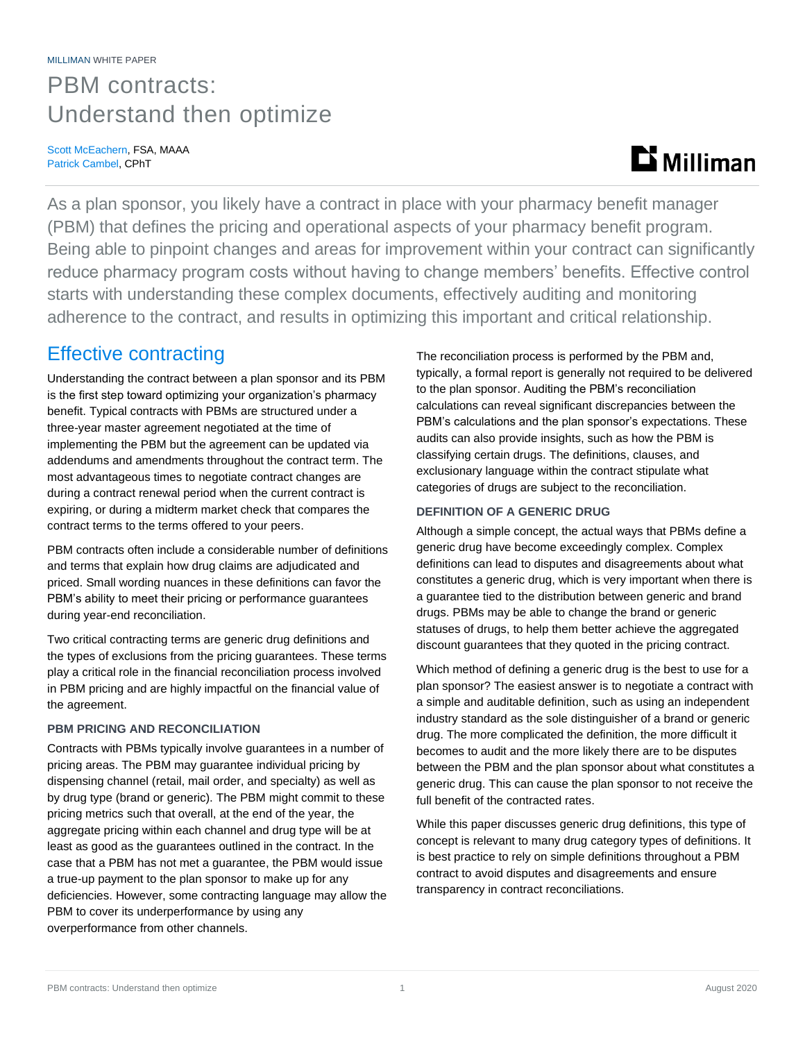MILLIMAN WHITE PAPER

# PBM contracts: Understand then optimize

Scott McEachern, FSA, MAAA
Patrick Cambel, CPhT

As a plan sponsor, you likely have a contract in place with your pharmacy benefit manager (PBM) that defines the pricing and operational aspects of your pharmacy benefit program. Being able to pinpoint changes and areas for improvement within your contract can significantly reduce pharmacy program costs without having to change members' benefits. Effective control starts with understanding these complex documents, effectively auditing and monitoring adherence to the contract, and results in optimizing this important and critical relationship.

## Effective contracting

Understanding the contract between a plan sponsor and its PBM is the first step toward optimizing your organization's pharmacy benefit. Typical contracts with PBMs are structured under a three-year master agreement negotiated at the time of implementing the PBM but the agreement can be updated via addendums and amendments throughout the contract term. The most advantageous times to negotiate contract changes are during a contract renewal period when the current contract is expiring, or during a midterm market check that compares the contract terms to the terms offered to your peers.

PBM contracts often include a considerable number of definitions and terms that explain how drug claims are adjudicated and priced. Small wording nuances in these definitions can favor the PBM's ability to meet their pricing or performance guarantees during year-end reconciliation.

Two critical contracting terms are generic drug definitions and the types of exclusions from the pricing guarantees. These terms play a critical role in the financial reconciliation process involved in PBM pricing and are highly impactful on the financial value of the agreement.

### PBM PRICING AND RECONCILIATION

Contracts with PBMs typically involve guarantees in a number of pricing areas. The PBM may guarantee individual pricing by dispensing channel (retail, mail order, and specialty) as well as by drug type (brand or generic). The PBM might commit to these pricing metrics such that overall, at the end of the year, the aggregate pricing within each channel and drug type will be at least as good as the guarantees outlined in the contract. In the case that a PBM has not met a guarantee, the PBM would issue a true-up payment to the plan sponsor to make up for any deficiencies. However, some contracting language may allow the PBM to cover its underperformance by using any overperformance from other channels.

The reconciliation process is performed by the PBM and, typically, a formal report is generally not required to be delivered to the plan sponsor. Auditing the PBM's reconciliation calculations can reveal significant discrepancies between the PBM's calculations and the plan sponsor's expectations. These audits can also provide insights, such as how the PBM is classifying certain drugs. The definitions, clauses, and exclusionary language within the contract stipulate what categories of drugs are subject to the reconciliation.

### DEFINITION OF A GENERIC DRUG

Although a simple concept, the actual ways that PBMs define a generic drug have become exceedingly complex. Complex definitions can lead to disputes and disagreements about what constitutes a generic drug, which is very important when there is a guarantee tied to the distribution between generic and brand drugs. PBMs may be able to change the brand or generic statuses of drugs, to help them better achieve the aggregated discount guarantees that they quoted in the pricing contract.

Which method of defining a generic drug is the best to use for a plan sponsor? The easiest answer is to negotiate a contract with a simple and auditable definition, such as using an independent industry standard as the sole distinguisher of a brand or generic drug. The more complicated the definition, the more difficult it becomes to audit and the more likely there are to be disputes between the PBM and the plan sponsor about what constitutes a generic drug. This can cause the plan sponsor to not receive the full benefit of the contracted rates.

While this paper discusses generic drug definitions, this type of concept is relevant to many drug category types of definitions. It is best practice to rely on simple definitions throughout a PBM contract to avoid disputes and disagreements and ensure transparency in contract reconciliations.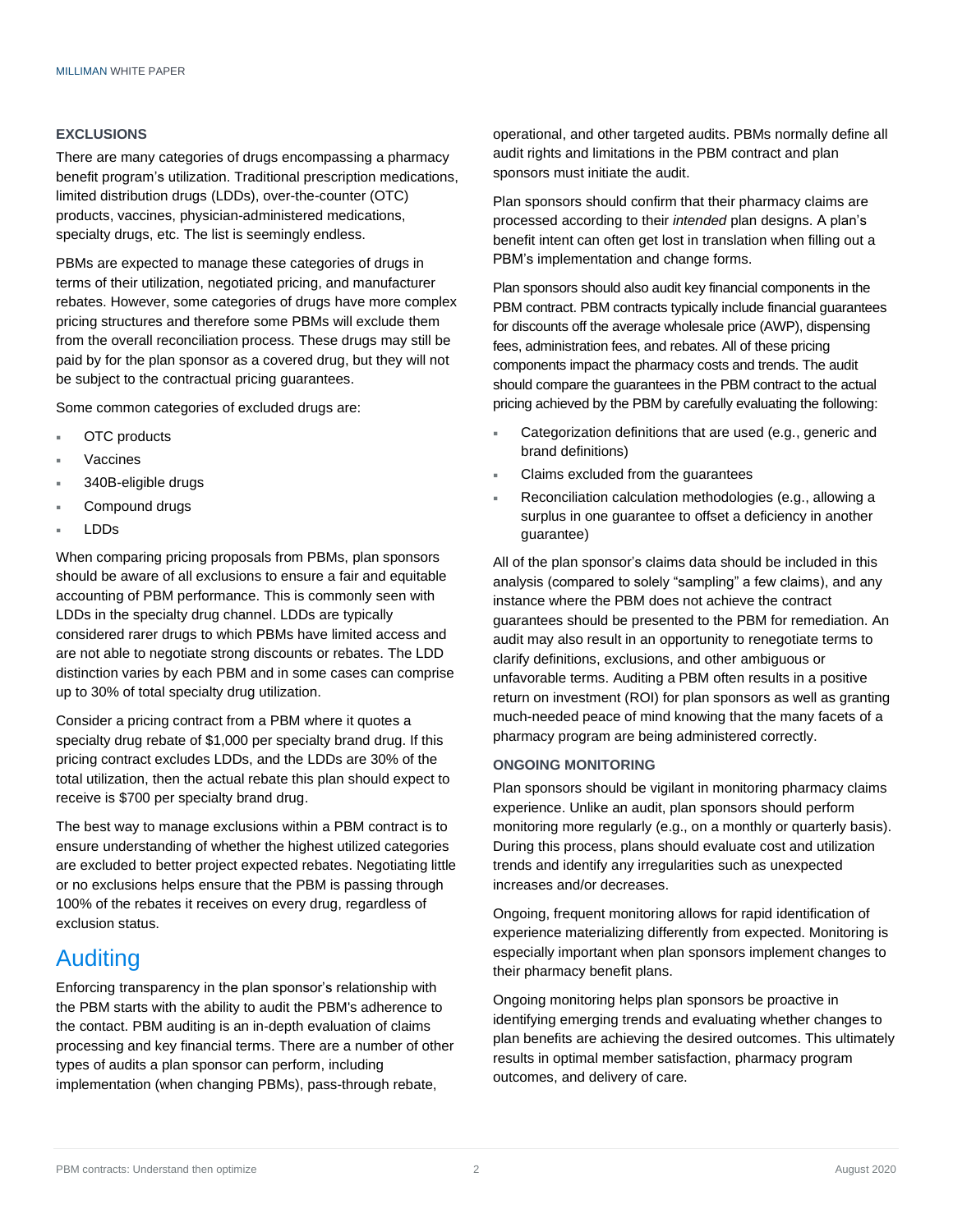### EXCLUSIONS

There are many categories of drugs encompassing a pharmacy benefit program's utilization. Traditional prescription medications, limited distribution drugs (LDDs), over-the-counter (OTC) products, vaccines, physician-administered medications, specialty drugs, etc. The list is seemingly endless.

PBMs are expected to manage these categories of drugs in terms of their utilization, negotiated pricing, and manufacturer rebates. However, some categories of drugs have more complex pricing structures and therefore some PBMs will exclude them from the overall reconciliation process. These drugs may still be paid by for the plan sponsor as a covered drug, but they will not be subject to the contractual pricing guarantees.

Some common categories of excluded drugs are:

- OTC products
- Vaccines
- 340B-eligible drugs
- Compound drugs
- LDDs

When comparing pricing proposals from PBMs, plan sponsors should be aware of all exclusions to ensure a fair and equitable accounting of PBM performance. This is commonly seen with LDDs in the specialty drug channel. LDDs are typically considered rarer drugs to which PBMs have limited access and are not able to negotiate strong discounts or rebates. The LDD distinction varies by each PBM and in some cases can comprise up to 30% of total specialty drug utilization.

Consider a pricing contract from a PBM where it quotes a specialty drug rebate of $1,000 per specialty brand drug. If this pricing contract excludes LDDs, and the LDDs are 30% of the total utilization, then the actual rebate this plan should expect to receive is $700 per specialty brand drug.

The best way to manage exclusions within a PBM contract is to ensure understanding of whether the highest utilized categories are excluded to better project expected rebates. Negotiating little or no exclusions helps ensure that the PBM is passing through 100% of the rebates it receives on every drug, regardless of exclusion status.

## Auditing

Enforcing transparency in the plan sponsor's relationship with the PBM starts with the ability to audit the PBM's adherence to the contact. PBM auditing is an in-depth evaluation of claims processing and key financial terms. There are a number of other types of audits a plan sponsor can perform, including implementation (when changing PBMs), pass-through rebate, operational, and other targeted audits. PBMs normally define all audit rights and limitations in the PBM contract and plan sponsors must initiate the audit.

Plan sponsors should confirm that their pharmacy claims are processed according to their *intended* plan designs. A plan's benefit intent can often get lost in translation when filling out a PBM's implementation and change forms.

Plan sponsors should also audit key financial components in the PBM contract. PBM contracts typically include financial guarantees for discounts off the average wholesale price (AWP), dispensing fees, administration fees, and rebates. All of these pricing components impact the pharmacy costs and trends. The audit should compare the guarantees in the PBM contract to the actual pricing achieved by the PBM by carefully evaluating the following:

- Categorization definitions that are used (e.g., generic and brand definitions)
- Claims excluded from the guarantees
- Reconciliation calculation methodologies (e.g., allowing a surplus in one guarantee to offset a deficiency in another guarantee)

All of the plan sponsor's claims data should be included in this analysis (compared to solely "sampling" a few claims), and any instance where the PBM does not achieve the contract guarantees should be presented to the PBM for remediation. An audit may also result in an opportunity to renegotiate terms to clarify definitions, exclusions, and other ambiguous or unfavorable terms. Auditing a PBM often results in a positive return on investment (ROI) for plan sponsors as well as granting much-needed peace of mind knowing that the many facets of a pharmacy program are being administered correctly.

### ONGOING MONITORING

Plan sponsors should be vigilant in monitoring pharmacy claims experience. Unlike an audit, plan sponsors should perform monitoring more regularly (e.g., on a monthly or quarterly basis). During this process, plans should evaluate cost and utilization trends and identify any irregularities such as unexpected increases and/or decreases.

Ongoing, frequent monitoring allows for rapid identification of experience materializing differently from expected. Monitoring is especially important when plan sponsors implement changes to their pharmacy benefit plans.

Ongoing monitoring helps plan sponsors be proactive in identifying emerging trends and evaluating whether changes to plan benefits are achieving the desired outcomes. This ultimately results in optimal member satisfaction, pharmacy program outcomes, and delivery of care.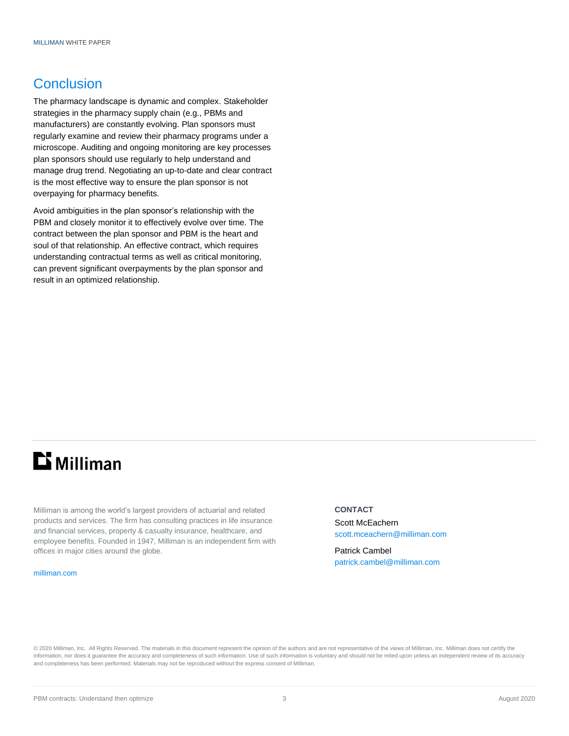## Conclusion

The pharmacy landscape is dynamic and complex. Stakeholder strategies in the pharmacy supply chain (e.g., PBMs and manufacturers) are constantly evolving. Plan sponsors must regularly examine and review their pharmacy programs under a microscope. Auditing and ongoing monitoring are key processes plan sponsors should use regularly to help understand and manage drug trend. Negotiating an up-to-date and clear contract is the most effective way to ensure the plan sponsor is not overpaying for pharmacy benefits.

Avoid ambiguities in the plan sponsor's relationship with the PBM and closely monitor it to effectively evolve over time. The contract between the plan sponsor and PBM is the heart and soul of that relationship. An effective contract, which requires understanding contractual terms as well as critical monitoring, can prevent significant overpayments by the plan sponsor and result in an optimized relationship.

Milliman

Milliman is among the world's largest providers of actuarial and related products and services. The firm has consulting practices in life insurance and financial services, property & casualty insurance, healthcare, and employee benefits. Founded in 1947, Milliman is an independent firm with offices in major cities around the globe.

milliman.com

**CONTACT**

Scott McEachern
scott.mceachern@milliman.com

Patrick Cambel
patrick.cambel@milliman.com

© 2020 Milliman, Inc. All Rights Reserved. The materials in this document represent the opinion of the authors and are not representative of the views of Milliman, Inc. Milliman does not certify the information, nor does it guarantee the accuracy and completeness of such information. Use of such information is voluntary and should not be relied upon unless an independent review of its accuracy and completeness has been performed. Materials may not be reproduced without the express consent of Milliman.